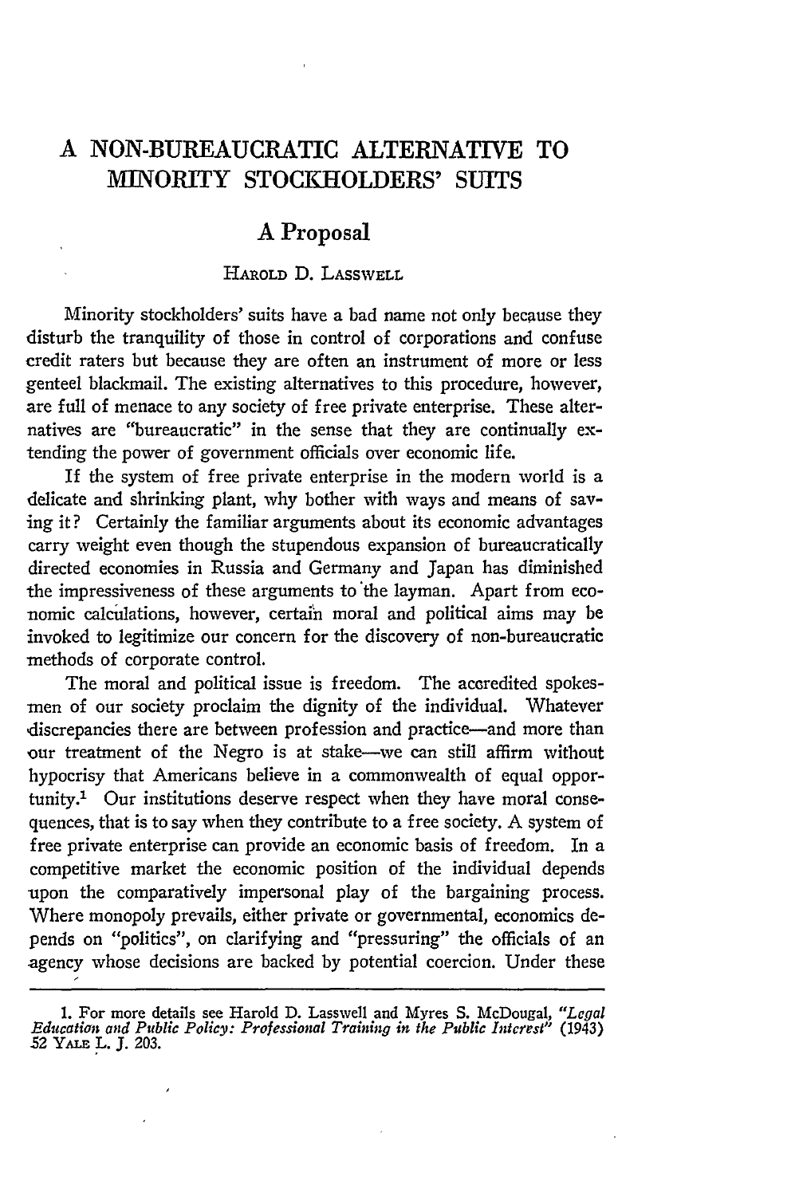# A NON-BUREAUCRATIC ALTERNATIVE TO MINORITY STOCKHOLDERS' SUITS

## A Proposal

HAROLD D. LASSWELL

Minority stockholders' suits have a bad name not only because they disturb the tranquility of those in control of corporations and confuse credit raters but because they are often an instrument of more or less genteel blackmail. The existing alternatives to this procedure, however, are full of menace to any society of free private enterprise. These alternatives are "bureaucratic" in the sense that they are continually extending the power of government officials over economic life.

If the system of free private enterprise in the modern world is a delicate and shrinking plant, why bother with ways and means of saving it? Certainly the familiar arguments about its economic advantages carry weight even though the stupendous expansion of bureaucratically directed economies in Russia and Germany and Japan has diminished the impressiveness of these arguments to the layman. Apart from economic calculations, however, certain moral and political aims may be invoked to legitimize our concern for the discovery of non-bureaucratic methods of corporate control.

The moral and political issue is freedom. The accredited spokesmen of our society proclaim the dignity of the individual. Whatever discrepancies there are between profession and practice—and more than our treatment of the Negro is at stake—we can still affirm without hypocrisy that Americans believe in a commonwealth of equal opportunity.[1] Our institutions deserve respect when they have moral consequences, that is to say when they contribute to a free society. A system of free private enterprise can provide an economic basis of freedom. In a competitive market the economic position of the individual depends upon the comparatively impersonal play of the bargaining process. Where monopoly prevails, either private or governmental, economics depends on "politics", on clarifying and "pressuring" the officials of an agency whose decisions are backed by potential coercion. Under these

---

1. For more details see Harold D. Lasswell and Myres S. McDougal, *"Legal Education and Public Policy: Professional Training in the Public Interest"* (1943) 52 YALE L. J. 203.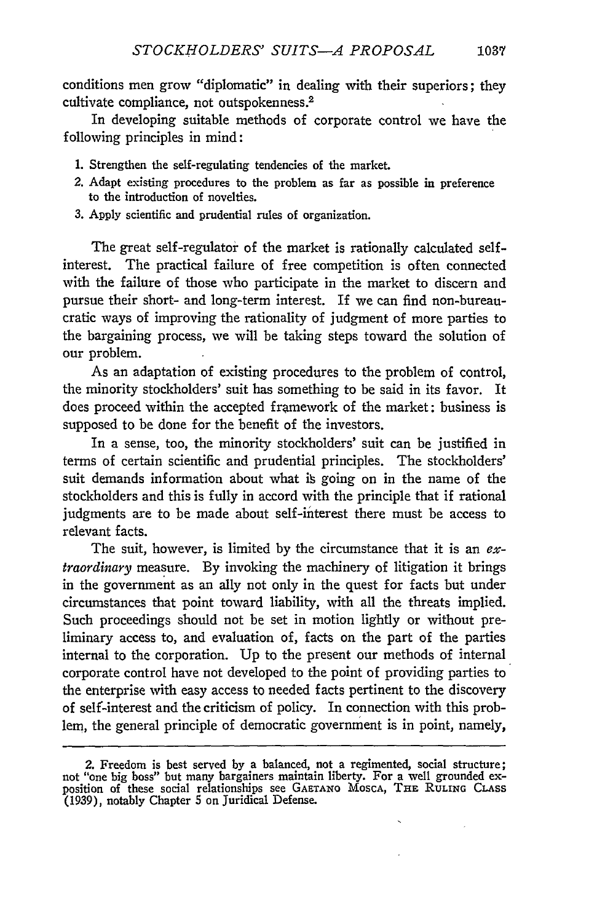conditions men grow "diplomatic" in dealing with their superiors; they cultivate compliance, not outspokenness.[2]

In developing suitable methods of corporate control we have the following principles in mind:

1. Strengthen the self-regulating tendencies of the market.
2. Adapt existing procedures to the problem as far as possible in preference to the introduction of novelties.
3. Apply scientific and prudential rules of organization.

The great self-regulator of the market is rationally calculated self-interest. The practical failure of free competition is often connected with the failure of those who participate in the market to discern and pursue their short- and long-term interest. If we can find non-bureaucratic ways of improving the rationality of judgment of more parties to the bargaining process, we will be taking steps toward the solution of our problem.

As an adaptation of existing procedures to the problem of control, the minority stockholders' suit has something to be said in its favor. It does proceed within the accepted framework of the market: business is supposed to be done for the benefit of the investors.

In a sense, too, the minority stockholders' suit can be justified in terms of certain scientific and prudential principles. The stockholders' suit demands information about what is going on in the name of the stockholders and this is fully in accord with the principle that if rational judgments are to be made about self-interest there must be access to relevant facts.

The suit, however, is limited by the circumstance that it is an *extraordinary* measure. By invoking the machinery of litigation it brings in the government as an ally not only in the quest for facts but under circumstances that point toward liability, with all the threats implied. Such proceedings should not be set in motion lightly or without preliminary access to, and evaluation of, facts on the part of the parties internal to the corporation. Up to the present our methods of internal corporate control have not developed to the point of providing parties to the enterprise with easy access to needed facts pertinent to the discovery of self-interest and the criticism of policy. In connection with this problem, the general principle of democratic government is in point, namely,

---

2. Freedom is best served by a balanced, not a regimented, social structure; not "one big boss" but many bargainers maintain liberty. For a well grounded exposition of these social relationships see GAETANO MOSCA, THE RULING CLASS (1939), notably Chapter 5 on Juridical Defense.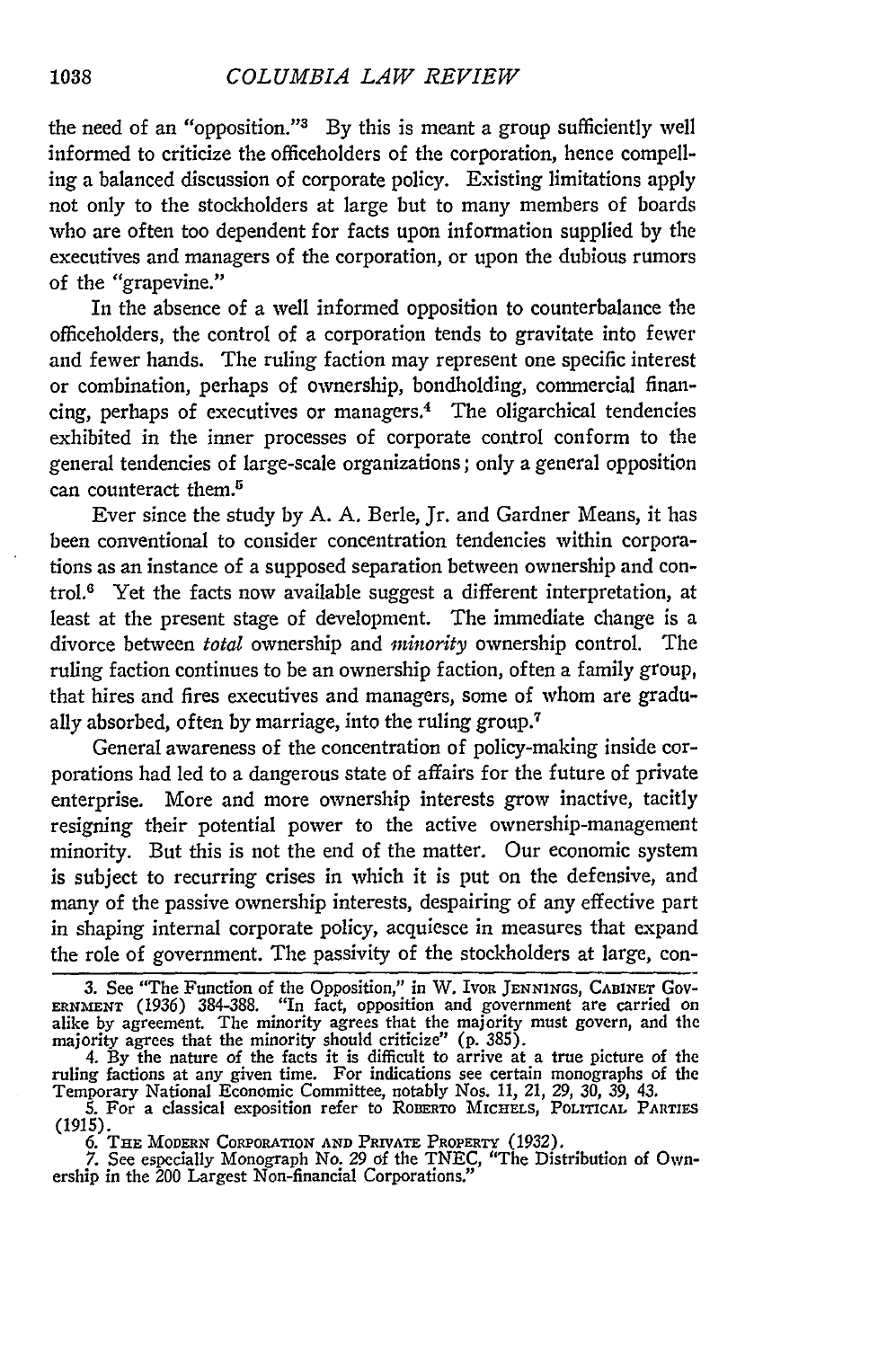the need of an "opposition."[3] By this is meant a group sufficiently well informed to criticize the officeholders of the corporation, hence compelling a balanced discussion of corporate policy. Existing limitations apply not only to the stockholders at large but to many members of boards who are often too dependent for facts upon information supplied by the executives and managers of the corporation, or upon the dubious rumors of the "grapevine."

In the absence of a well informed opposition to counterbalance the officeholders, the control of a corporation tends to gravitate into fewer and fewer hands. The ruling faction may represent one specific interest or combination, perhaps of ownership, bondholding, commercial financing, perhaps of executives or managers.[4] The oligarchical tendencies exhibited in the inner processes of corporate control conform to the general tendencies of large-scale organizations; only a general opposition can counteract them.[5]

Ever since the study by A. A. Berle, Jr. and Gardner Means, it has been conventional to consider concentration tendencies within corporations as an instance of a supposed separation between ownership and control.[6] Yet the facts now available suggest a different interpretation, at least at the present stage of development. The immediate change is a divorce between *total* ownership and *minority* ownership control. The ruling faction continues to be an ownership faction, often a family group, that hires and fires executives and managers, some of whom are gradually absorbed, often by marriage, into the ruling group.[7]

General awareness of the concentration of policy-making inside corporations had led to a dangerous state of affairs for the future of private enterprise. More and more ownership interests grow inactive, tacitly resigning their potential power to the active ownership-management minority. But this is not the end of the matter. Our economic system is subject to recurring crises in which it is put on the defensive, and many of the passive ownership interests, despairing of any effective part in shaping internal corporate policy, acquiesce in measures that expand the role of government. The passivity of the stockholders at large, con-

---

3. See "The Function of the Opposition," in W. Ivor Jennings, Cabinet Government (1936) 384-388. "In fact, opposition and government are carried on alike by agreement. The minority agrees that the majority must govern, and the majority agrees that the minority should criticize" (p. 385).

4. By the nature of the facts it is difficult to arrive at a true picture of the ruling factions at any given time. For indications see certain monographs of the Temporary National Economic Committee, notably Nos. 11, 21, 29, 30, 39, 43.

5. For a classical exposition refer to Roberto Michels, Political Parties (1915).

6. The Modern Corporation and Private Property (1932).

7. See especially Monograph No. 29 of the TNEC, "The Distribution of Ownership in the 200 Largest Non-financial Corporations."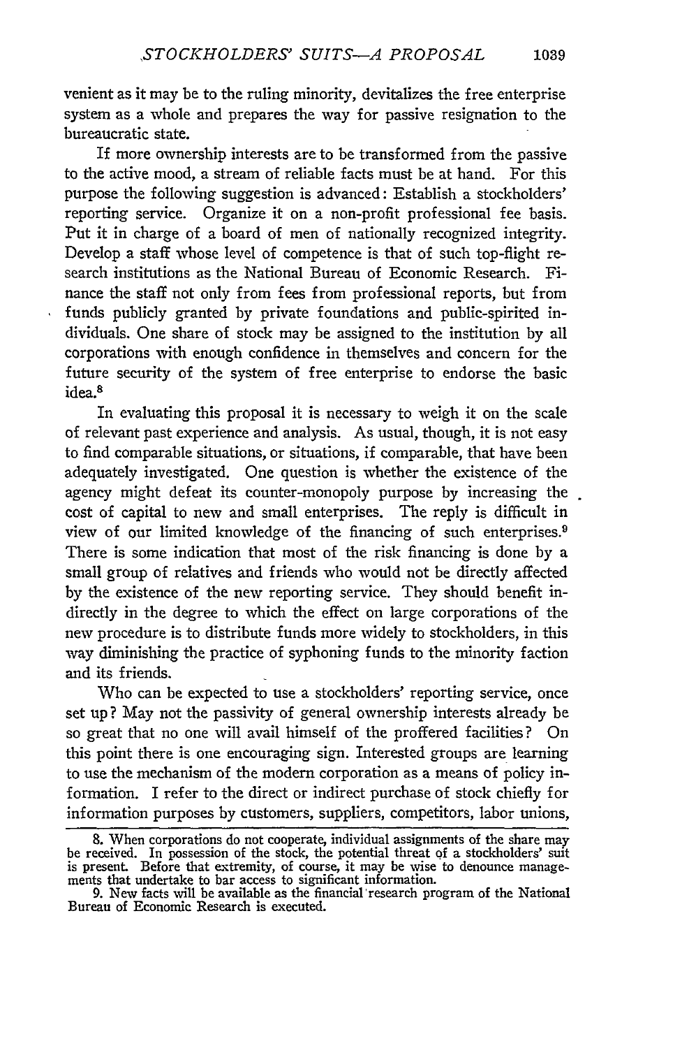venient as it may be to the ruling minority, devitalizes the free enterprise system as a whole and prepares the way for passive resignation to the bureaucratic state.

If more ownership interests are to be transformed from the passive to the active mood, a stream of reliable facts must be at hand. For this purpose the following suggestion is advanced: Establish a stockholders' reporting service. Organize it on a non-profit professional fee basis. Put it in charge of a board of men of nationally recognized integrity. Develop a staff whose level of competence is that of such top-flight research institutions as the National Bureau of Economic Research. Finance the staff not only from fees from professional reports, but from funds publicly granted by private foundations and public-spirited individuals. One share of stock may be assigned to the institution by all corporations with enough confidence in themselves and concern for the future security of the system of free enterprise to endorse the basic idea.[8]

In evaluating this proposal it is necessary to weigh it on the scale of relevant past experience and analysis. As usual, though, it is not easy to find comparable situations, or situations, if comparable, that have been adequately investigated. One question is whether the existence of the agency might defeat its counter-monopoly purpose by increasing the cost of capital to new and small enterprises. The reply is difficult in view of our limited knowledge of the financing of such enterprises.[9] There is some indication that most of the risk financing is done by a small group of relatives and friends who would not be directly affected by the existence of the new reporting service. They should benefit indirectly in the degree to which the effect on large corporations of the new procedure is to distribute funds more widely to stockholders, in this way diminishing the practice of syphoning funds to the minority faction and its friends.

Who can be expected to use a stockholders' reporting service, once set up? May not the passivity of general ownership interests already be so great that no one will avail himself of the proffered facilities? On this point there is one encouraging sign. Interested groups are learning to use the mechanism of the modern corporation as a means of policy information. I refer to the direct or indirect purchase of stock chiefly for information purposes by customers, suppliers, competitors, labor unions,

---

8. When corporations do not cooperate, individual assignments of the share may be received. In possession of the stock, the potential threat of a stockholders' suit is present. Before that extremity, of course, it may be wise to denounce managements that undertake to bar access to significant information.

9. New facts will be available as the financial research program of the National Bureau of Economic Research is executed.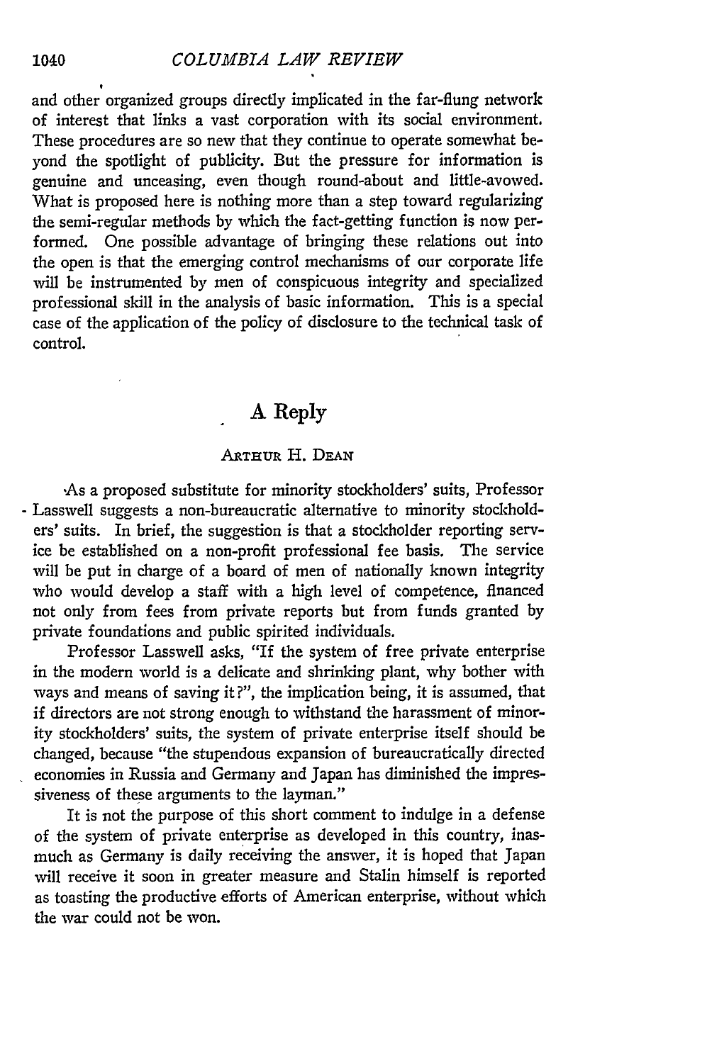and other organized groups directly implicated in the far-flung network of interest that links a vast corporation with its social environment. These procedures are so new that they continue to operate somewhat beyond the spotlight of publicity. But the pressure for information is genuine and unceasing, even though round-about and little-avowed. What is proposed here is nothing more than a step toward regularizing the semi-regular methods by which the fact-getting function is now performed. One possible advantage of bringing these relations out into the open is that the emerging control mechanisms of our corporate life will be instrumented by men of conspicuous integrity and specialized professional skill in the analysis of basic information. This is a special case of the application of the policy of disclosure to the technical task of control.

## A Reply

ARTHUR H. DEAN

As a proposed substitute for minority stockholders' suits, Professor Lasswell suggests a non-bureaucratic alternative to minority stockholders' suits. In brief, the suggestion is that a stockholder reporting service be established on a non-profit professional fee basis. The service will be put in charge of a board of men of nationally known integrity who would develop a staff with a high level of competence, financed not only from fees from private reports but from funds granted by private foundations and public spirited individuals.

Professor Lasswell asks, "If the system of free private enterprise in the modern world is a delicate and shrinking plant, why bother with ways and means of saving it?", the implication being, it is assumed, that if directors are not strong enough to withstand the harassment of minority stockholders' suits, the system of private enterprise itself should be changed, because "the stupendous expansion of bureaucratically directed economies in Russia and Germany and Japan has diminished the impressiveness of these arguments to the layman."

It is not the purpose of this short comment to indulge in a defense of the system of private enterprise as developed in this country, inasmuch as Germany is daily receiving the answer, it is hoped that Japan will receive it soon in greater measure and Stalin himself is reported as toasting the productive efforts of American enterprise, without which the war could not be won.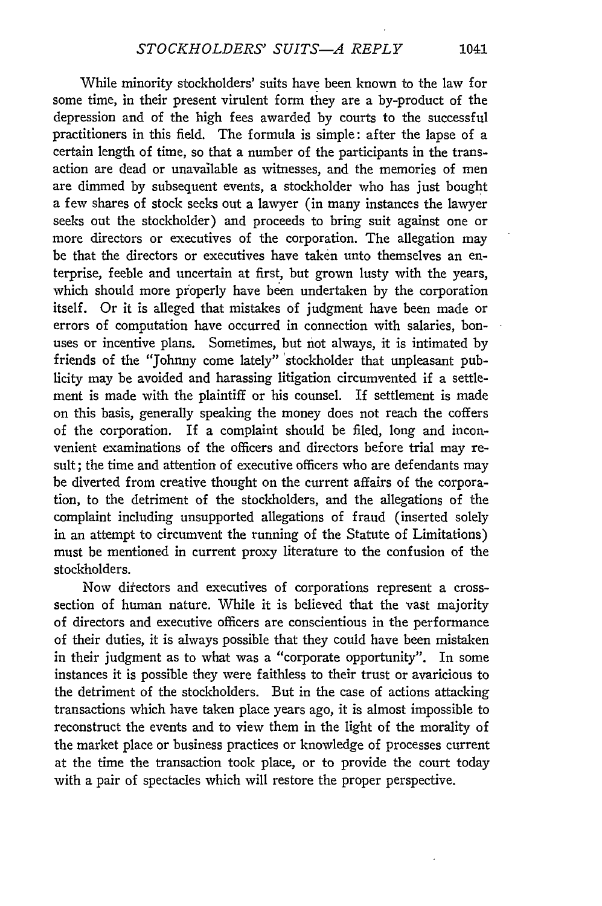While minority stockholders' suits have been known to the law for some time, in their present virulent form they are a by-product of the depression and of the high fees awarded by courts to the successful practitioners in this field. The formula is simple: after the lapse of a certain length of time, so that a number of the participants in the transaction are dead or unavailable as witnesses, and the memories of men are dimmed by subsequent events, a stockholder who has just bought a few shares of stock seeks out a lawyer (in many instances the lawyer seeks out the stockholder) and proceeds to bring suit against one or more directors or executives of the corporation. The allegation may be that the directors or executives have taken unto themselves an enterprise, feeble and uncertain at first, but grown lusty with the years, which should more properly have been undertaken by the corporation itself. Or it is alleged that mistakes of judgment have been made or errors of computation have occurred in connection with salaries, bonuses or incentive plans. Sometimes, but not always, it is intimated by friends of the "Johnny come lately" stockholder that unpleasant publicity may be avoided and harassing litigation circumvented if a settlement is made with the plaintiff or his counsel. If settlement is made on this basis, generally speaking the money does not reach the coffers of the corporation. If a complaint should be filed, long and inconvenient examinations of the officers and directors before trial may result; the time and attention of executive officers who are defendants may be diverted from creative thought on the current affairs of the corporation, to the detriment of the stockholders, and the allegations of the complaint including unsupported allegations of fraud (inserted solely in an attempt to circumvent the running of the Statute of Limitations) must be mentioned in current proxy literature to the confusion of the stockholders.

Now directors and executives of corporations represent a cross-section of human nature. While it is believed that the vast majority of directors and executive officers are conscientious in the performance of their duties, it is always possible that they could have been mistaken in their judgment as to what was a "corporate opportunity". In some instances it is possible they were faithless to their trust or avaricious to the detriment of the stockholders. But in the case of actions attacking transactions which have taken place years ago, it is almost impossible to reconstruct the events and to view them in the light of the morality of the market place or business practices or knowledge of processes current at the time the transaction took place, or to provide the court today with a pair of spectacles which will restore the proper perspective.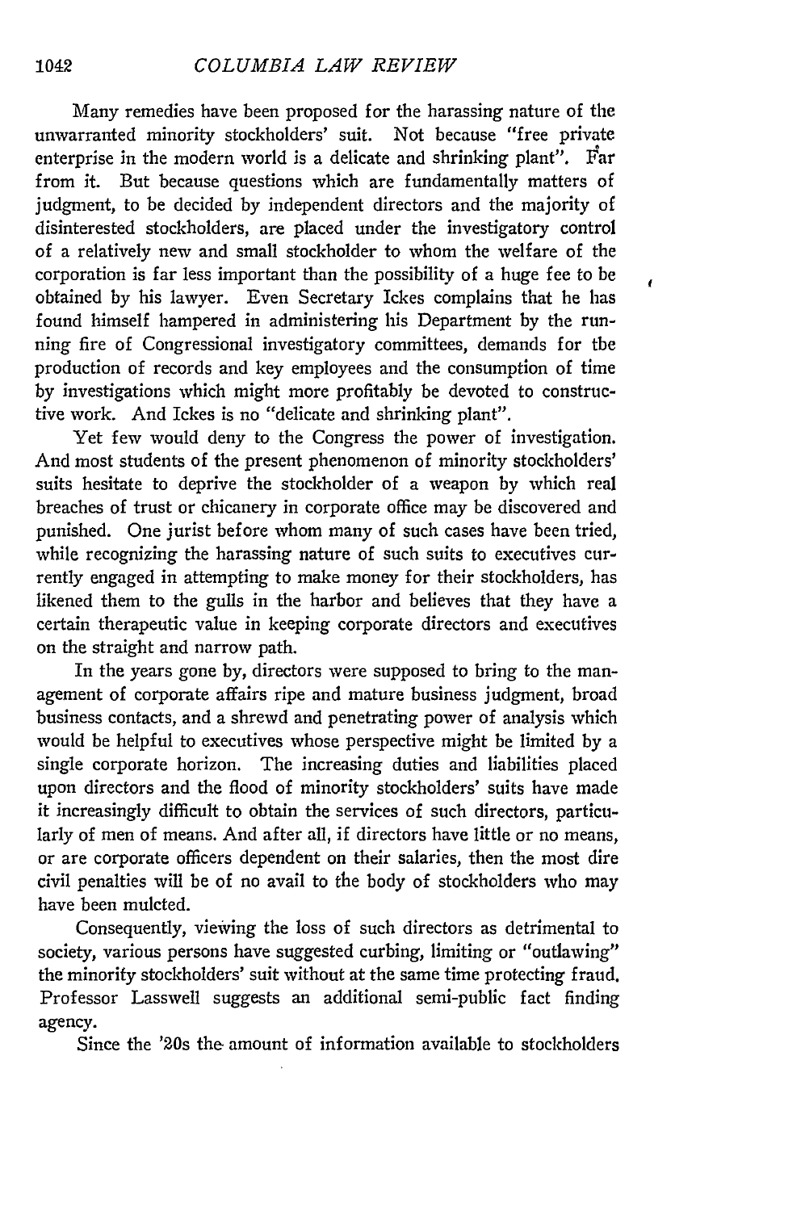Many remedies have been proposed for the harassing nature of the unwarranted minority stockholders' suit. Not because "free private enterprise in the modern world is a delicate and shrinking plant". Far from it. But because questions which are fundamentally matters of judgment, to be decided by independent directors and the majority of disinterested stockholders, are placed under the investigatory control of a relatively new and small stockholder to whom the welfare of the corporation is far less important than the possibility of a huge fee to be obtained by his lawyer. Even Secretary Ickes complains that he has found himself hampered in administering his Department by the running fire of Congressional investigatory committees, demands for the production of records and key employees and the consumption of time by investigations which might more profitably be devoted to constructive work. And Ickes is no "delicate and shrinking plant".

Yet few would deny to the Congress the power of investigation. And most students of the present phenomenon of minority stockholders' suits hesitate to deprive the stockholder of a weapon by which real breaches of trust or chicanery in corporate office may be discovered and punished. One jurist before whom many of such cases have been tried, while recognizing the harassing nature of such suits to executives currently engaged in attempting to make money for their stockholders, has likened them to the gulls in the harbor and believes that they have a certain therapeutic value in keeping corporate directors and executives on the straight and narrow path.

In the years gone by, directors were supposed to bring to the management of corporate affairs ripe and mature business judgment, broad business contacts, and a shrewd and penetrating power of analysis which would be helpful to executives whose perspective might be limited by a single corporate horizon. The increasing duties and liabilities placed upon directors and the flood of minority stockholders' suits have made it increasingly difficult to obtain the services of such directors, particularly of men of means. And after all, if directors have little or no means, or are corporate officers dependent on their salaries, then the most dire civil penalties will be of no avail to the body of stockholders who may have been mulcted.

Consequently, viewing the loss of such directors as detrimental to society, various persons have suggested curbing, limiting or "outlawing" the minority stockholders' suit without at the same time protecting fraud. Professor Lasswell suggests an additional semi-public fact finding agency.

Since the '20s the amount of information available to stockholders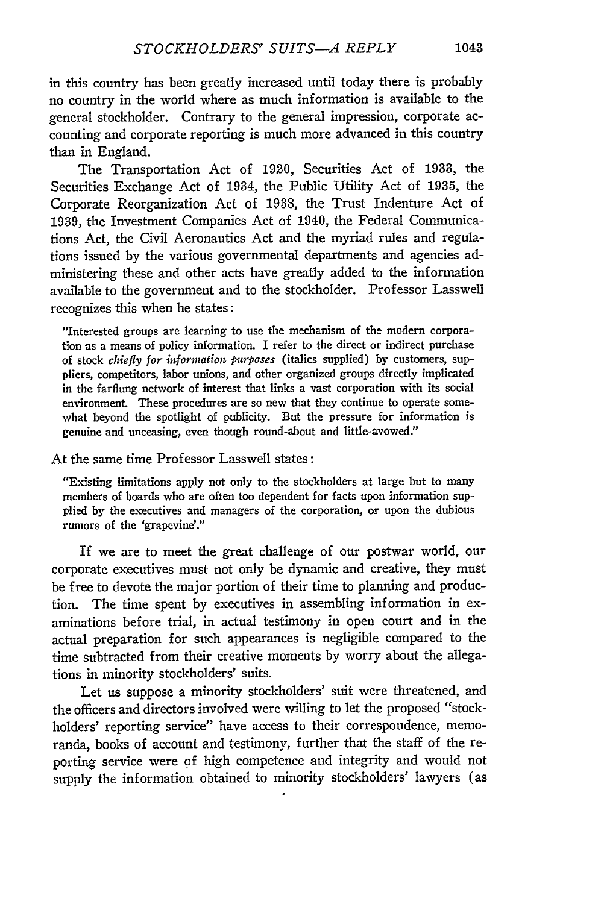in this country has been greatly increased until today there is probably no country in the world where as much information is available to the general stockholder. Contrary to the general impression, corporate accounting and corporate reporting is much more advanced in this country than in England.

The Transportation Act of 1920, Securities Act of 1933, the Securities Exchange Act of 1934, the Public Utility Act of 1935, the Corporate Reorganization Act of 1938, the Trust Indenture Act of 1939, the Investment Companies Act of 1940, the Federal Communications Act, the Civil Aeronautics Act and the myriad rules and regulations issued by the various governmental departments and agencies administering these and other acts have greatly added to the information available to the government and to the stockholder. Professor Lasswell recognizes this when he states:

> "Interested groups are learning to use the mechanism of the modern corporation as a means of policy information. I refer to the direct or indirect purchase of stock *chiefly for information purposes* (italics supplied) by customers, suppliers, competitors, labor unions, and other organized groups directly implicated in the farflung network of interest that links a vast corporation with its social environment. These procedures are so new that they continue to operate somewhat beyond the spotlight of publicity. But the pressure for information is genuine and unceasing, even though round-about and little-avowed."

At the same time Professor Lasswell states:

> "Existing limitations apply not only to the stockholders at large but to many members of boards who are often too dependent for facts upon information supplied by the executives and managers of the corporation, or upon the dubious rumors of the 'grapevine'."

If we are to meet the great challenge of our postwar world, our corporate executives must not only be dynamic and creative, they must be free to devote the major portion of their time to planning and production. The time spent by executives in assembling information in examinations before trial, in actual testimony in open court and in the actual preparation for such appearances is negligible compared to the time subtracted from their creative moments by worry about the allegations in minority stockholders' suits.

Let us suppose a minority stockholders' suit were threatened, and the officers and directors involved were willing to let the proposed "stockholders' reporting service" have access to their correspondence, memoranda, books of account and testimony, further that the staff of the reporting service were of high competence and integrity and would not supply the information obtained to minority stockholders' lawyers (as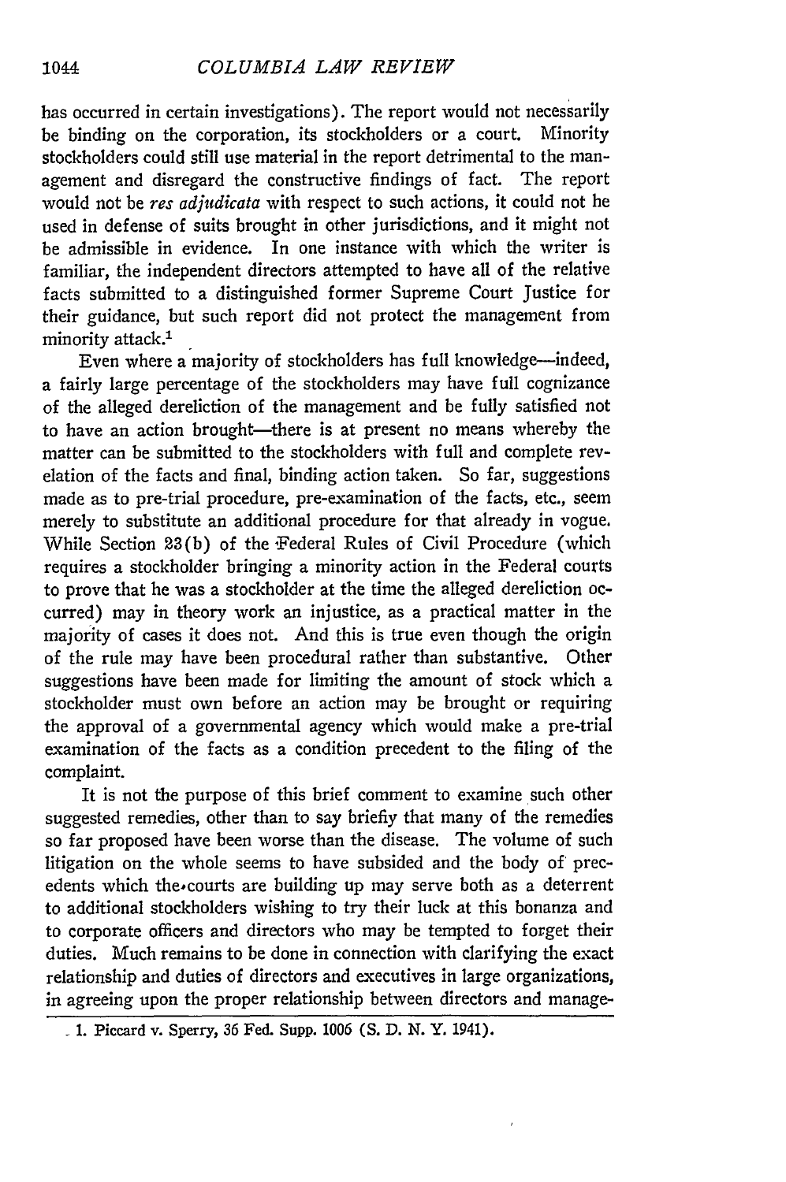has occurred in certain investigations). The report would not necessarily be binding on the corporation, its stockholders or a court. Minority stockholders could still use material in the report detrimental to the management and disregard the constructive findings of fact. The report would not be *res adjudicata* with respect to such actions, it could not he used in defense of suits brought in other jurisdictions, and it might not be admissible in evidence. In one instance with which the writer is familiar, the independent directors attempted to have all of the relative facts submitted to a distinguished former Supreme Court Justice for their guidance, but such report did not protect the management from minority attack.[1]

Even where a majority of stockholders has full knowledge—indeed, a fairly large percentage of the stockholders may have full cognizance of the alleged dereliction of the management and be fully satisfied not to have an action brought—there is at present no means whereby the matter can be submitted to the stockholders with full and complete revelation of the facts and final, binding action taken. So far, suggestions made as to pre-trial procedure, pre-examination of the facts, etc., seem merely to substitute an additional procedure for that already in vogue. While Section 23(b) of the Federal Rules of Civil Procedure (which requires a stockholder bringing a minority action in the Federal courts to prove that he was a stockholder at the time the alleged dereliction occurred) may in theory work an injustice, as a practical matter in the majority of cases it does not. And this is true even though the origin of the rule may have been procedural rather than substantive. Other suggestions have been made for limiting the amount of stock which a stockholder must own before an action may be brought or requiring the approval of a governmental agency which would make a pre-trial examination of the facts as a condition precedent to the filing of the complaint.

It is not the purpose of this brief comment to examine such other suggested remedies, other than to say briefly that many of the remedies so far proposed have been worse than the disease. The volume of such litigation on the whole seems to have subsided and the body of precedents which the courts are building up may serve both as a deterrent to additional stockholders wishing to try their luck at this bonanza and to corporate officers and directors who may be tempted to forget their duties. Much remains to be done in connection with clarifying the exact relationship and duties of directors and executives in large organizations, in agreeing upon the proper relationship between directors and manage-

1. Piccard v. Sperry, 36 Fed. Supp. 1006 (S. D. N. Y. 1941).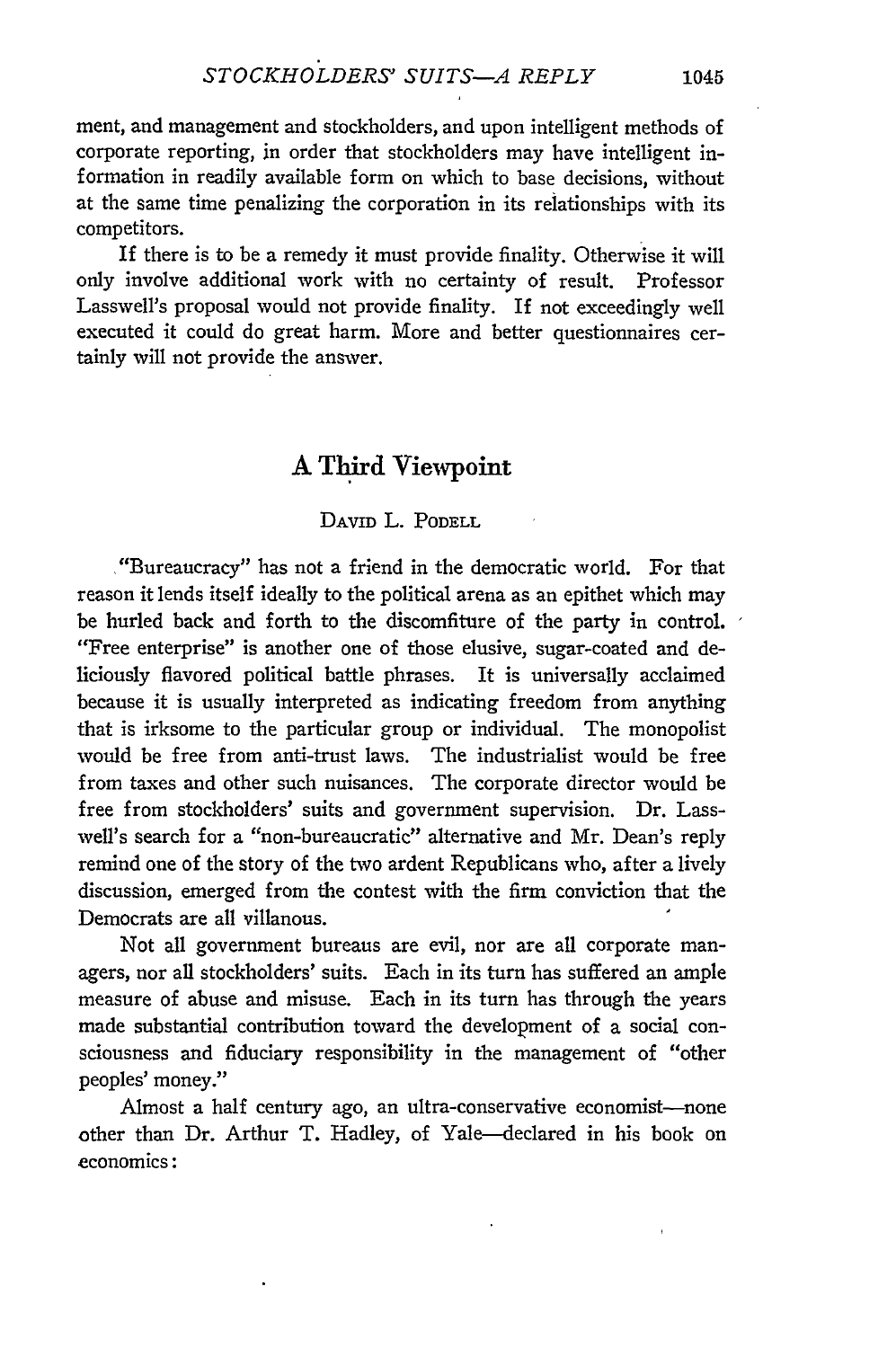ment, and management and stockholders, and upon intelligent methods of corporate reporting, in order that stockholders may have intelligent information in readily available form on which to base decisions, without at the same time penalizing the corporation in its relationships with its competitors.

If there is to be a remedy it must provide finality. Otherwise it will only involve additional work with no certainty of result. Professor Lasswell's proposal would not provide finality. If not exceedingly well executed it could do great harm. More and better questionnaires certainly will not provide the answer.

## A Third Viewpoint

DAVID L. PODELL

"Bureaucracy" has not a friend in the democratic world. For that reason it lends itself ideally to the political arena as an epithet which may be hurled back and forth to the discomfiture of the party in control. "Free enterprise" is another one of those elusive, sugar-coated and deliciously flavored political battle phrases. It is universally acclaimed because it is usually interpreted as indicating freedom from anything that is irksome to the particular group or individual. The monopolist would be free from anti-trust laws. The industrialist would be free from taxes and other such nuisances. The corporate director would be free from stockholders' suits and government supervision. Dr. Lasswell's search for a "non-bureaucratic" alternative and Mr. Dean's reply remind one of the story of the two ardent Republicans who, after a lively discussion, emerged from the contest with the firm conviction that the Democrats are all villanous.

Not all government bureaus are evil, nor are all corporate managers, nor all stockholders' suits. Each in its turn has suffered an ample measure of abuse and misuse. Each in its turn has through the years made substantial contribution toward the development of a social consciousness and fiduciary responsibility in the management of "other peoples' money."

Almost a half century ago, an ultra-conservative economist—none other than Dr. Arthur T. Hadley, of Yale—declared in his book on economics: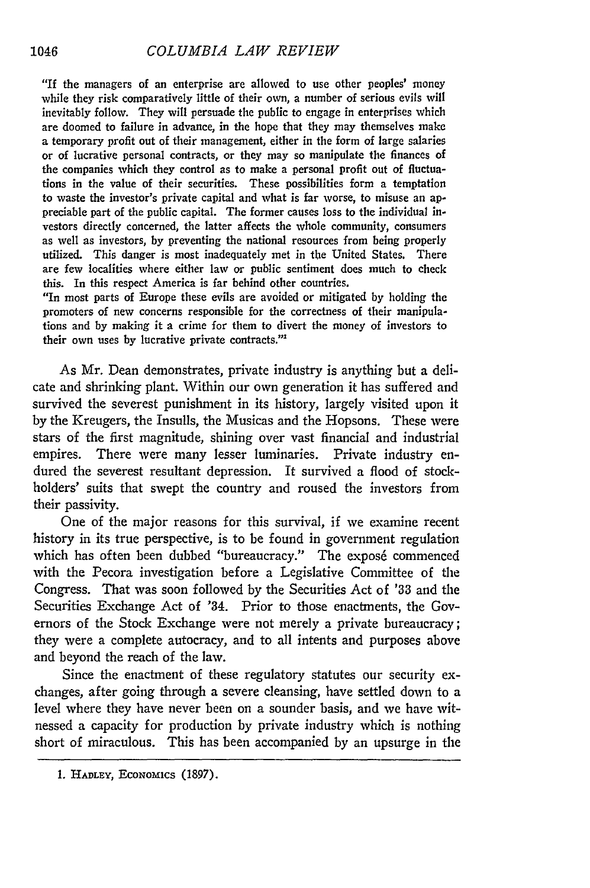> "If the managers of an enterprise are allowed to use other peoples' money while they risk comparatively little of their own, a number of serious evils will inevitably follow. They will persuade the public to engage in enterprises which are doomed to failure in advance, in the hope that they may themselves make a temporary profit out of their management, either in the form of large salaries or of lucrative personal contracts, or they may so manipulate the finances of the companies which they control as to make a personal profit out of fluctuations in the value of their securities. These possibilities form a temptation to waste the investor's private capital and what is far worse, to misuse an appreciable part of the public capital. The former causes loss to the individual investors directly concerned, the latter affects the whole community, consumers as well as investors, by preventing the national resources from being properly utilized. This danger is most inadequately met in the United States. There are few localities where either law or public sentiment does much to check this. In this respect America is far behind other countries.
>
> "In most parts of Europe these evils are avoided or mitigated by holding the promoters of new concerns responsible for the correctness of their manipulations and by making it a crime for them to divert the money of investors to their own uses by lucrative private contracts."[1]

As Mr. Dean demonstrates, private industry is anything but a delicate and shrinking plant. Within our own generation it has suffered and survived the severest punishment in its history, largely visited upon it by the Kreugers, the Insulls, the Musicas and the Hopsons. These were stars of the first magnitude, shining over vast financial and industrial empires. There were many lesser luminaries. Private industry endured the severest resultant depression. It survived a flood of stockholders' suits that swept the country and roused the investors from their passivity.

One of the major reasons for this survival, if we examine recent history in its true perspective, is to be found in government regulation which has often been dubbed "bureaucracy." The exposé commenced with the Pecora investigation before a Legislative Committee of the Congress. That was soon followed by the Securities Act of '33 and the Securities Exchange Act of '34. Prior to those enactments, the Governors of the Stock Exchange were not merely a private bureaucracy; they were a complete autocracy, and to all intents and purposes above and beyond the reach of the law.

Since the enactment of these regulatory statutes our security exchanges, after going through a severe cleansing, have settled down to a level where they have never been on a sounder basis, and we have witnessed a capacity for production by private industry which is nothing short of miraculous. This has been accompanied by an upsurge in the

---

1. Hadley, Economics (1897).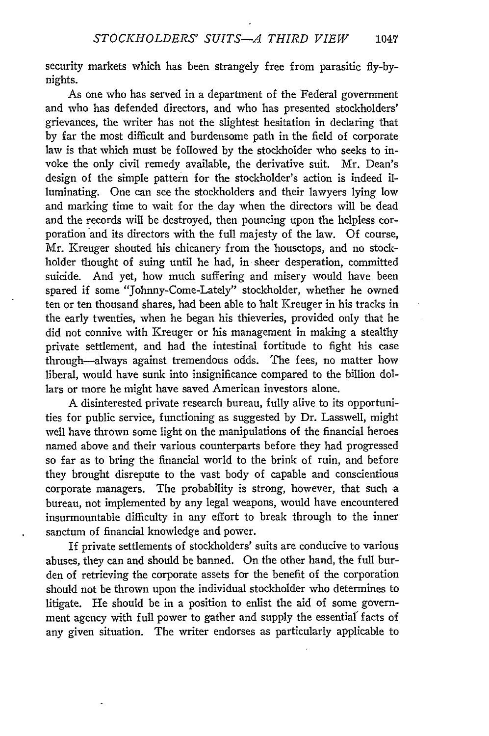security markets which has been strangely free from parasitic fly-by-nights.

As one who has served in a department of the Federal government and who has defended directors, and who has presented stockholders' grievances, the writer has not the slightest hesitation in declaring that by far the most difficult and burdensome path in the field of corporate law is that which must be followed by the stockholder who seeks to invoke the only civil remedy available, the derivative suit. Mr. Dean's design of the simple pattern for the stockholder's action is indeed illuminating. One can see the stockholders and their lawyers lying low and marking time to wait for the day when the directors will be dead and the records will be destroyed, then pouncing upon the helpless corporation and its directors with the full majesty of the law. Of course, Mr. Kreuger shouted his chicanery from the housetops, and no stockholder thought of suing until he had, in sheer desperation, committed suicide. And yet, how much suffering and misery would have been spared if some "Johnny-Come-Lately" stockholder, whether he owned ten or ten thousand shares, had been able to halt Kreuger in his tracks in the early twenties, when he began his thieveries, provided only that he did not connive with Kreuger or his management in making a stealthy private settlement, and had the intestinal fortitude to fight his case through—always against tremendous odds. The fees, no matter how liberal, would have sunk into insignificance compared to the billion dollars or more he might have saved American investors alone.

A disinterested private research bureau, fully alive to its opportunities for public service, functioning as suggested by Dr. Lasswell, might well have thrown some light on the manipulations of the financial heroes named above and their various counterparts before they had progressed so far as to bring the financial world to the brink of ruin, and before they brought disrepute to the vast body of capable and conscientious corporate managers. The probability is strong, however, that such a bureau, not implemented by any legal weapons, would have encountered insurmountable difficulty in any effort to break through to the inner sanctum of financial knowledge and power.

If private settlements of stockholders' suits are conducive to various abuses, they can and should be banned. On the other hand, the full burden of retrieving the corporate assets for the benefit of the corporation should not be thrown upon the individual stockholder who determines to litigate. He should be in a position to enlist the aid of some government agency with full power to gather and supply the essential facts of any given situation. The writer endorses as particularly applicable to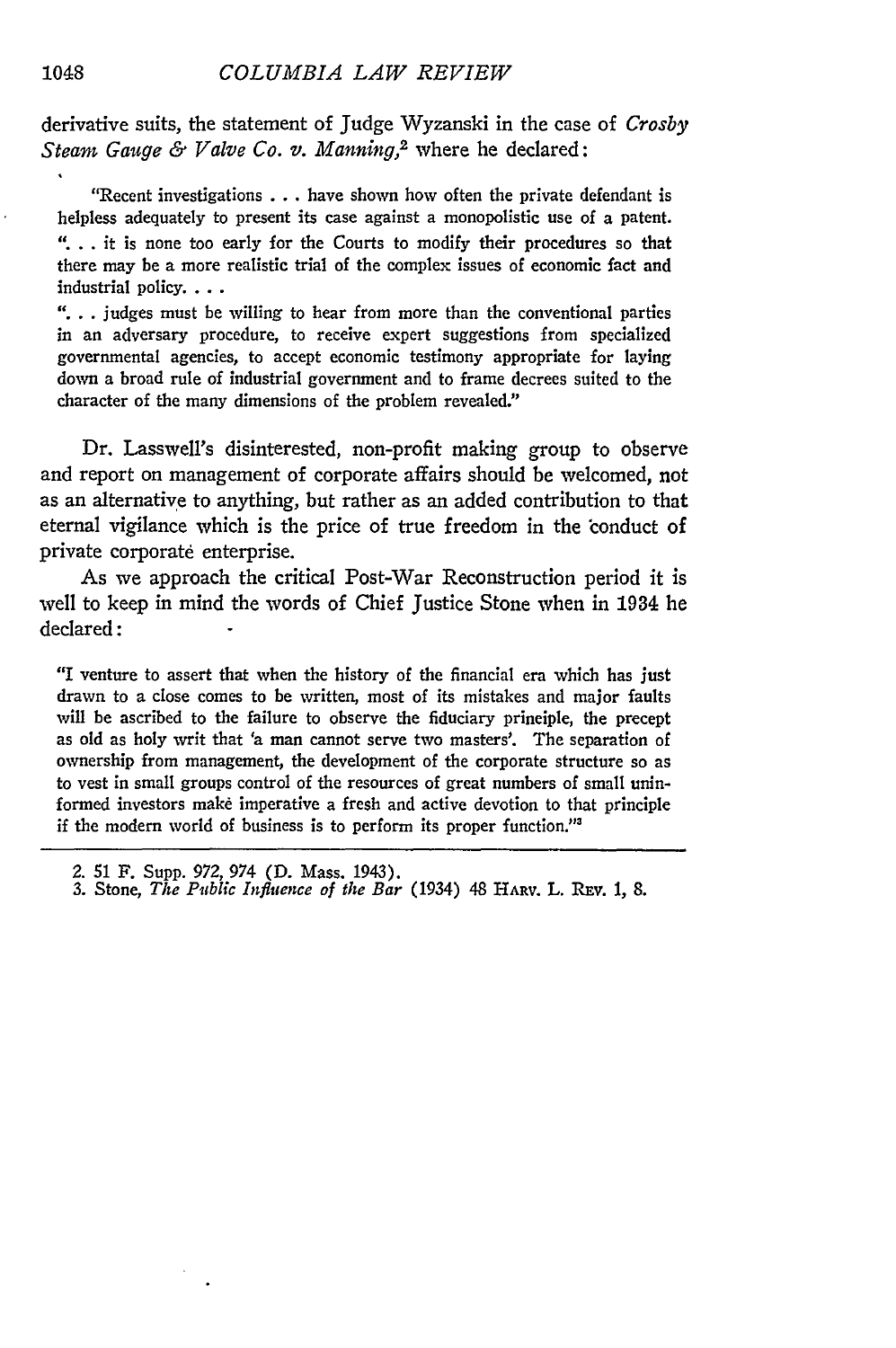derivative suits, the statement of Judge Wyzanski in the case of *Crosby Steam Gauge & Valve Co. v. Manning*,[2] where he declared:

> "Recent investigations . . . have shown how often the private defendant is helpless adequately to present its case against a monopolistic use of a patent.
>
> ". . . it is none too early for the Courts to modify their procedures so that there may be a more realistic trial of the complex issues of economic fact and industrial policy. . . .
>
> ". . . judges must be willing to hear from more than the conventional parties in an adversary procedure, to receive expert suggestions from specialized governmental agencies, to accept economic testimony appropriate for laying down a broad rule of industrial government and to frame decrees suited to the character of the many dimensions of the problem revealed."

Dr. Lasswell's disinterested, non-profit making group to observe and report on management of corporate affairs should be welcomed, not as an alternative to anything, but rather as an added contribution to that eternal vigilance which is the price of true freedom in the conduct of private corporate enterprise.

As we approach the critical Post-War Reconstruction period it is well to keep in mind the words of Chief Justice Stone when in 1934 he declared:

> "I venture to assert that when the history of the financial era which has just drawn to a close comes to be written, most of its mistakes and major faults will be ascribed to the failure to observe the fiduciary principle, the precept as old as holy writ that 'a man cannot serve two masters'. The separation of ownership from management, the development of the corporate structure so as to vest in small groups control of the resources of great numbers of small uninformed investors make imperative a fresh and active devotion to that principle if the modern world of business is to perform its proper function."[3]

---

2. 51 F. Supp. 972, 974 (D. Mass. 1943).

3. Stone, *The Public Influence of the Bar* (1934) 48 HARV. L. REV. 1, 8.